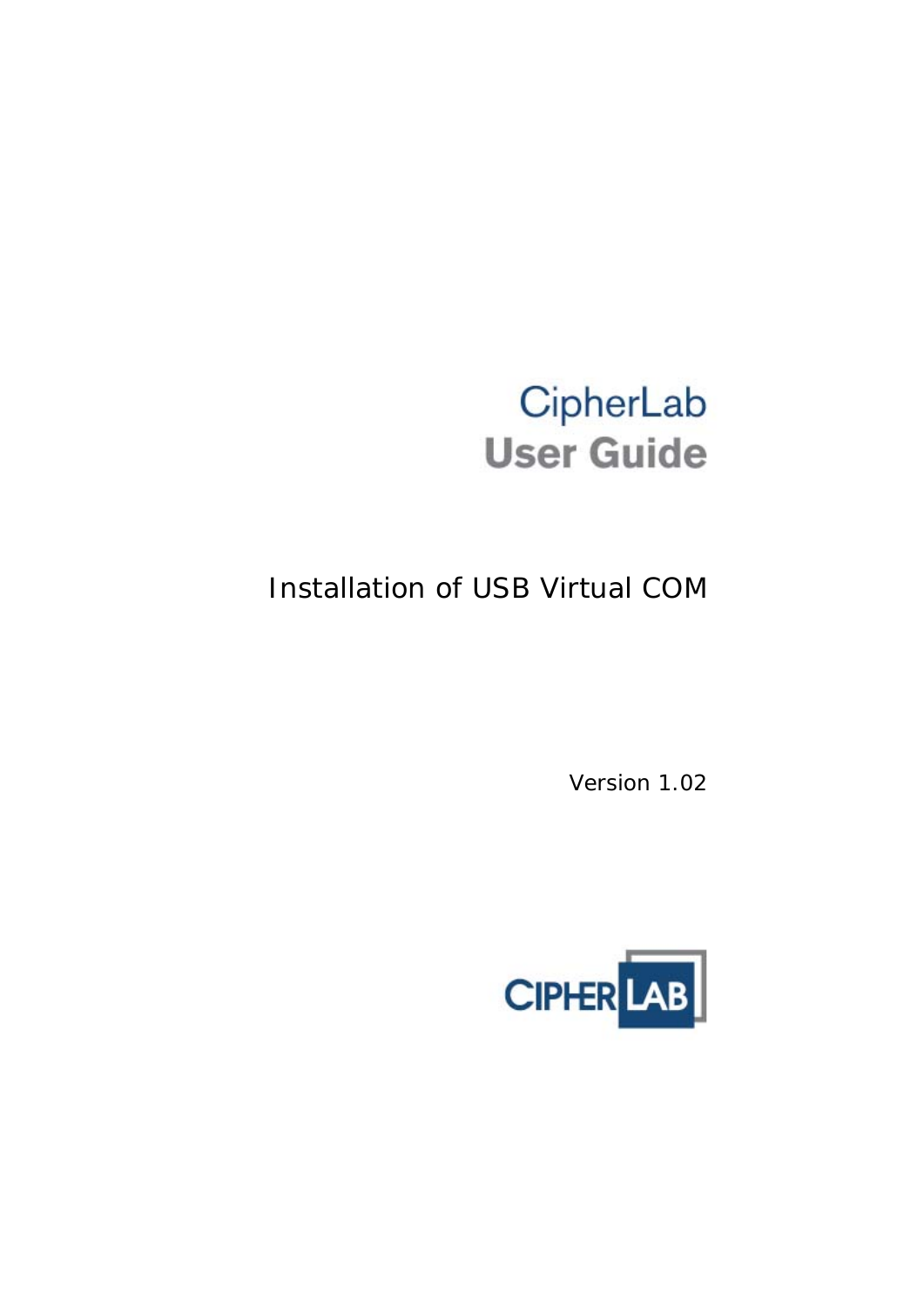# CipherLab User Guide

## Installation of USB Virtual COM

Version 1.02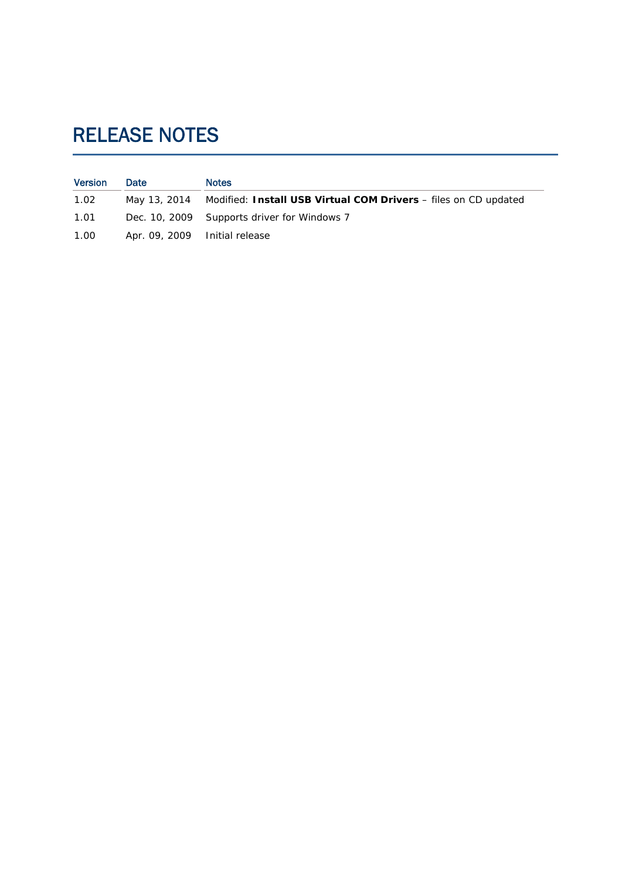# RELEASE NOTES

| Version | Date | Notes |
|---|---|---|
| 1.02 | May 13, 2014 | Modified: **Install USB Virtual COM Drivers** – files on CD updated |
| 1.01 | Dec. 10, 2009 | Supports driver for Windows 7 |
| 1.00 | Apr. 09, 2009 | Initial release |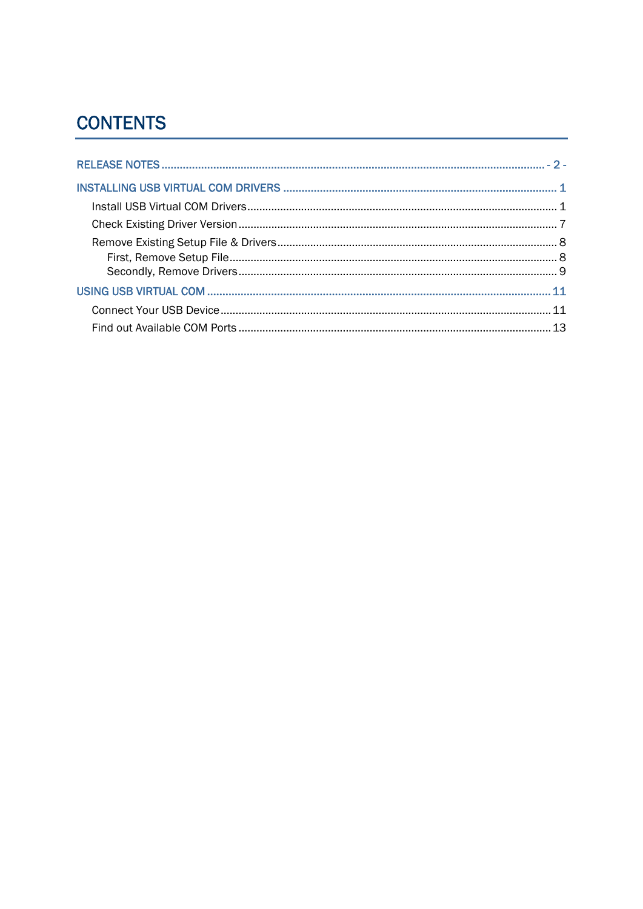# CONTENTS

RELEASE NOTES ............................................................. - 2 -

INSTALLING USB VIRTUAL COM DRIVERS ............................................................. 1

- Install USB Virtual COM Drivers ............................................................. 1
- Check Existing Driver Version ............................................................. 7
- Remove Existing Setup File & Drivers ............................................................. 8
  - First, Remove Setup File ............................................................. 8
  - Secondly, Remove Drivers ............................................................. 9

USING USB VIRTUAL COM ............................................................. 11

- Connect Your USB Device ............................................................. 11
- Find out Available COM Ports ............................................................. 13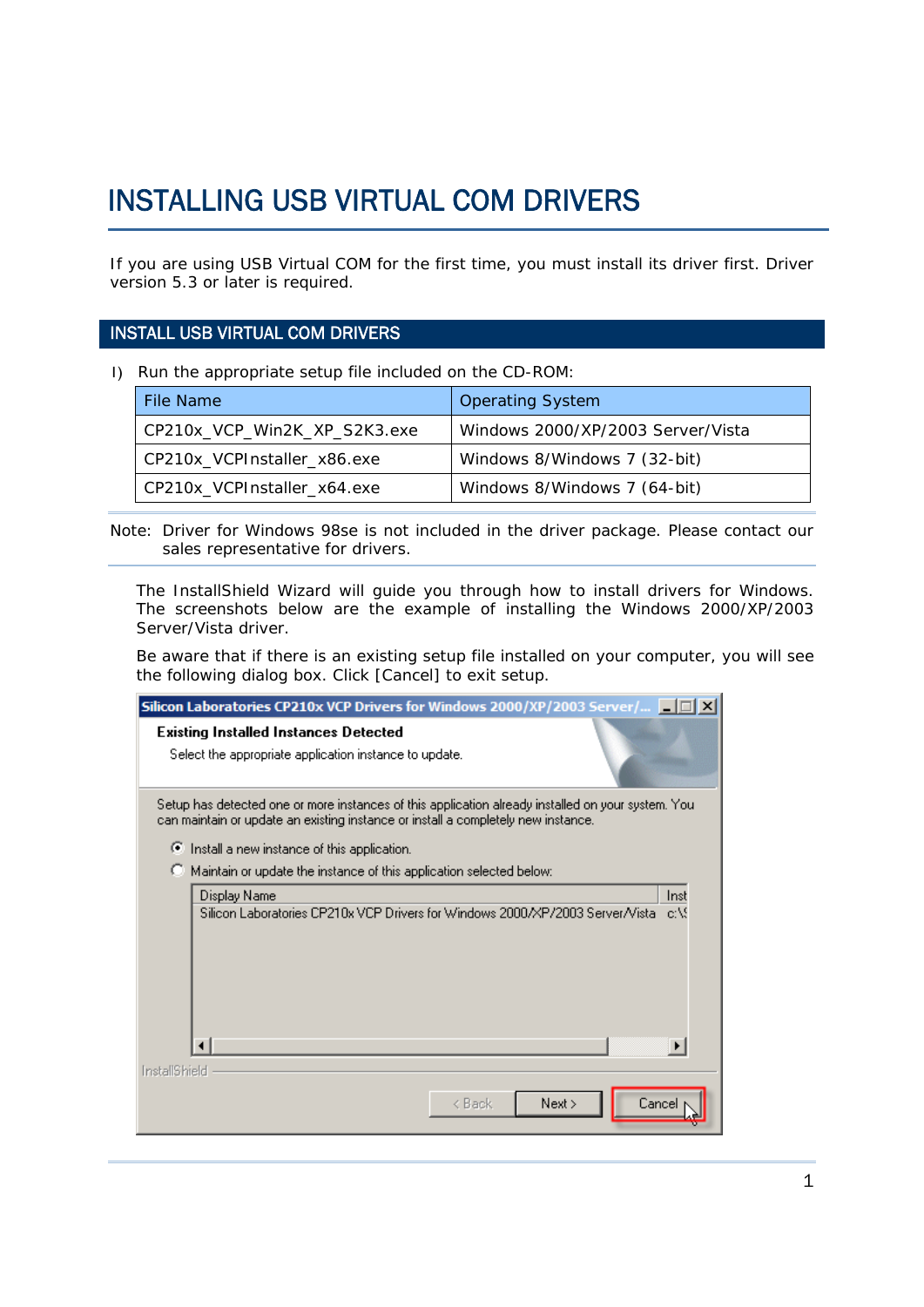# INSTALLING USB VIRTUAL COM DRIVERS

If you are using USB Virtual COM for the first time, you must install its driver first. Driver version 5.3 or later is required.

## INSTALL USB VIRTUAL COM DRIVERS

I) Run the appropriate setup file included on the CD-ROM:

| File Name | Operating System |
|---|---|
| CP210x_VCP_Win2K_XP_S2K3.exe | Windows 2000/XP/2003 Server/Vista |
| CP210x_VCPInstaller_x86.exe | Windows 8/Windows 7 (32-bit) |
| CP210x_VCPInstaller_x64.exe | Windows 8/Windows 7 (64-bit) |

Note: Driver for Windows 98se is not included in the driver package. Please contact our sales representative for drivers.

The InstallShield Wizard will guide you through how to install drivers for Windows. The screenshots below are the example of installing the Windows 2000/XP/2003 Server/Vista driver.

Be aware that if there is an existing setup file installed on your computer, you will see the following dialog box. Click [Cancel] to exit setup.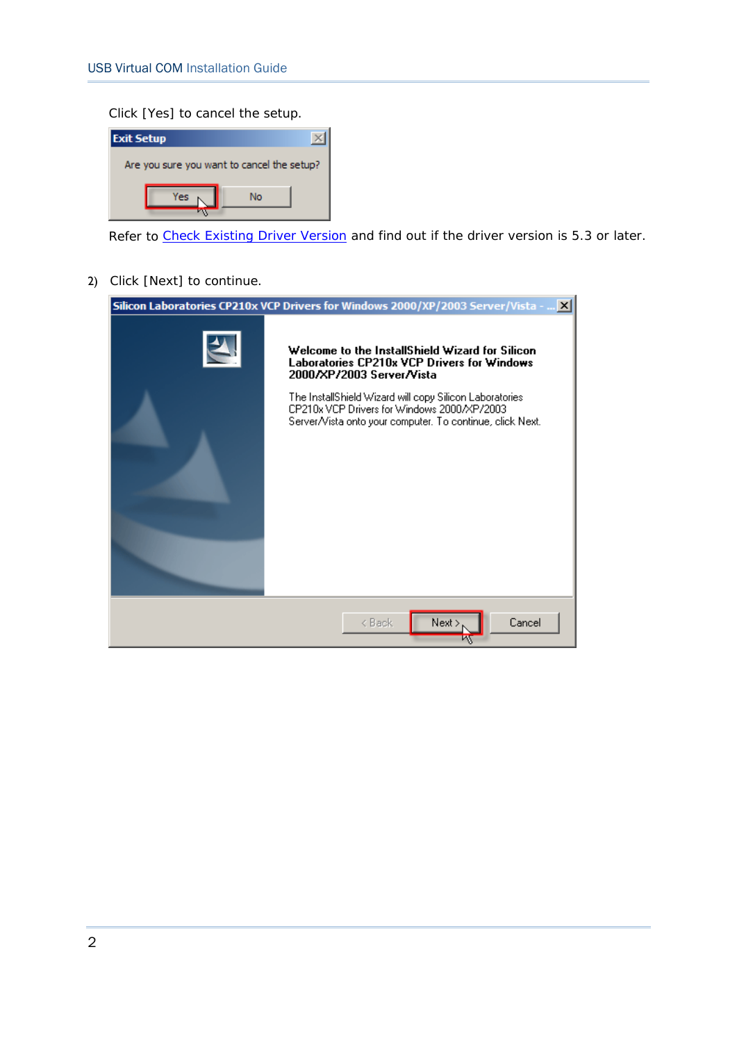Click [Yes] to cancel the setup.

Refer to Check Existing Driver Version and find out if the driver version is 5.3 or later.

2) Click [Next] to continue.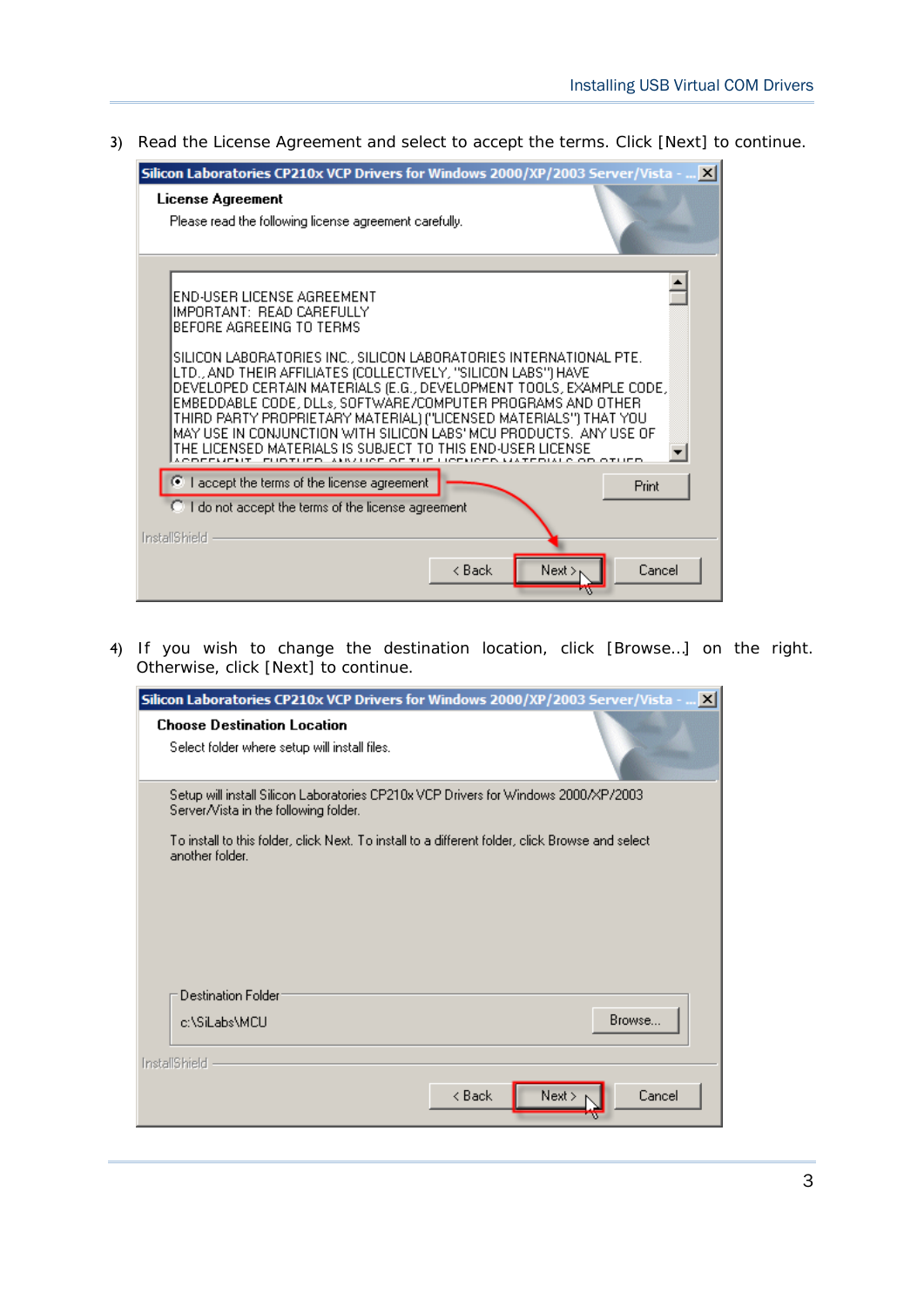3) Read the License Agreement and select to accept the terms. Click [Next] to continue.

Silicon Laboratories CP210x VCP Drivers for Windows 2000/XP/2003 Server/Vista - ...

**License Agreement**

Please read the following license agreement carefully.

END-USER LICENSE AGREEMENT
IMPORTANT: READ CAREFULLY
BEFORE AGREEING TO TERMS

SILICON LABORATORIES INC., SILICON LABORATORIES INTERNATIONAL PTE. LTD., AND THEIR AFFILIATES (COLLECTIVELY, "SILICON LABS") HAVE DEVELOPED CERTAIN MATERIALS (E.G., DEVELOPMENT TOOLS, EXAMPLE CODE, EMBEDDABLE CODE, DLLs, SOFTWARE/COMPUTER PROGRAMS AND OTHER THIRD PARTY PROPRIETARY MATERIAL) ("LICENSED MATERIALS") THAT YOU MAY USE IN CONJUNCTION WITH SILICON LABS' MCU PRODUCTS. ANY USE OF THE LICENSED MATERIALS IS SUBJECT TO THIS END-USER LICENSE

- I accept the terms of the license agreement
- I do not accept the terms of the license agreement

Print

InstallShield

< Back | Next > | Cancel

4) If you wish to change the destination location, click [Browse...] on the right. Otherwise, click [Next] to continue.

Silicon Laboratories CP210x VCP Drivers for Windows 2000/XP/2003 Server/Vista - ...

**Choose Destination Location**

Select folder where setup will install files.

Setup will install Silicon Laboratories CP210x VCP Drivers for Windows 2000/XP/2003 Server/Vista in the following folder.

To install to this folder, click Next. To install to a different folder, click Browse and select another folder.

Destination Folder

c:\SiLabs\MCU

Browse...

InstallShield

< Back | Next > | Cancel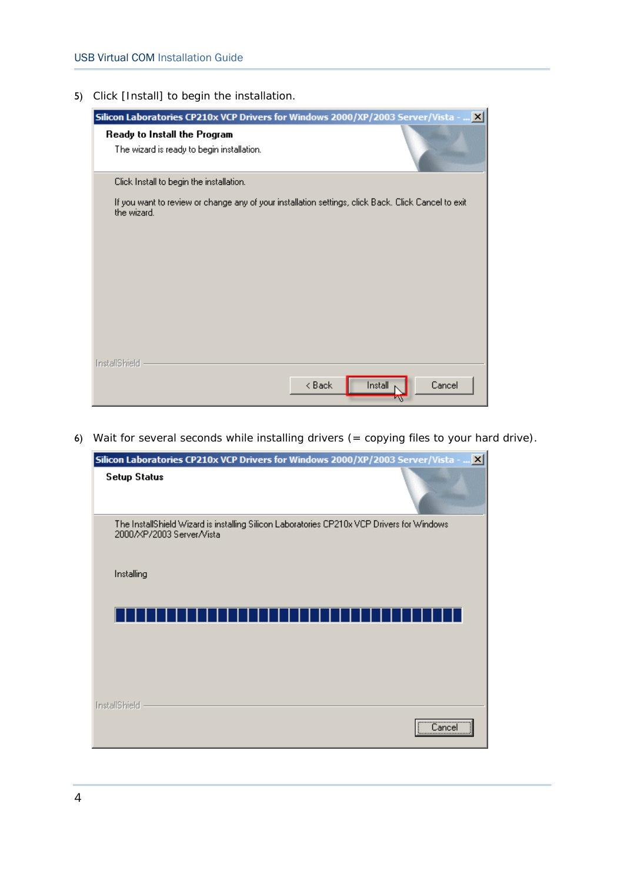5) Click [Install] to begin the installation.

Silicon Laboratories CP210x VCP Drivers for Windows 2000/XP/2003 Server/Vista - ...

**Ready to Install the Program**

The wizard is ready to begin installation.

Click Install to begin the installation.

If you want to review or change any of your installation settings, click Back. Click Cancel to exit the wizard.

InstallShield

< Back | Install | Cancel

6) Wait for several seconds while installing drivers (= copying files to your hard drive).

Silicon Laboratories CP210x VCP Drivers for Windows 2000/XP/2003 Server/Vista - ...

**Setup Status**

The InstallShield Wizard is installing Silicon Laboratories CP210x VCP Drivers for Windows 2000/XP/2003 Server/Vista

Installing

InstallShield

Cancel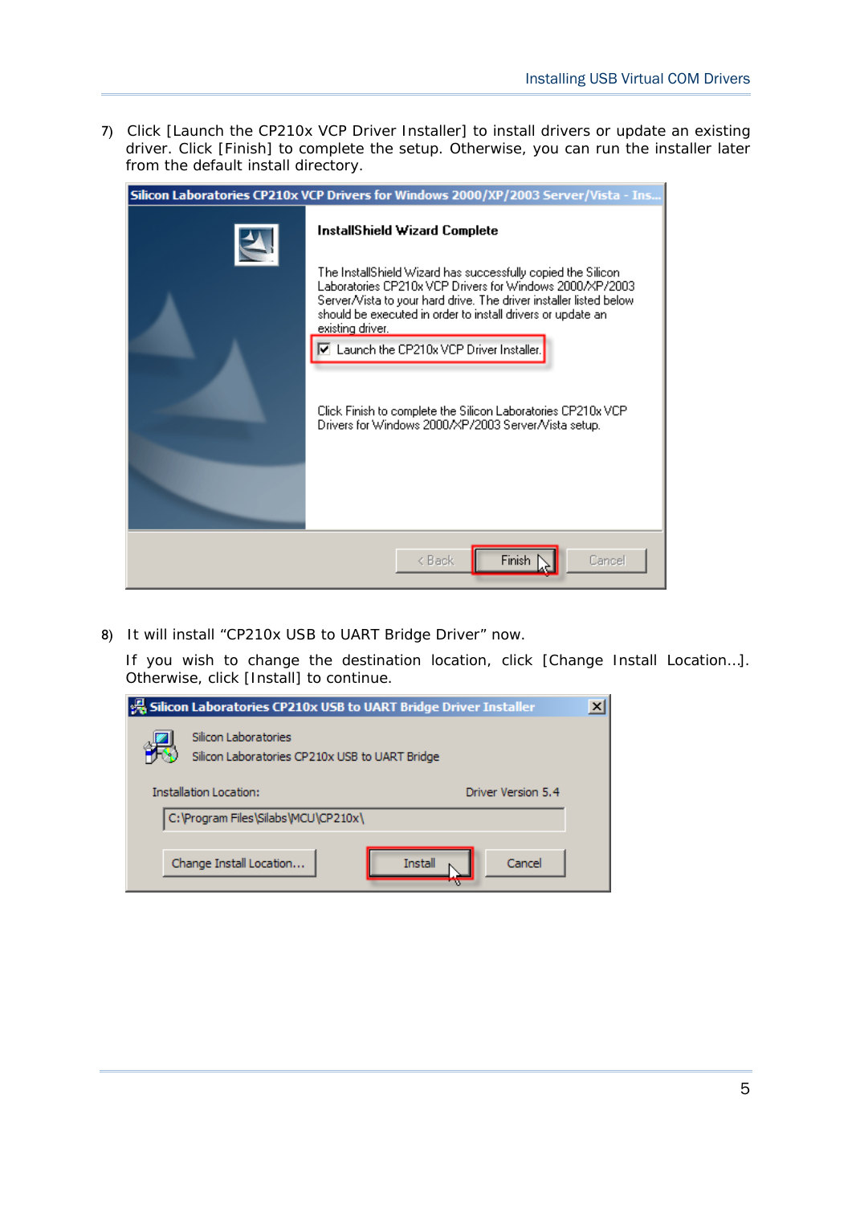7) Click [Launch the CP210x VCP Driver Installer] to install drivers or update an existing driver. Click [Finish] to complete the setup. Otherwise, you can run the installer later from the default install directory.

8) It will install “CP210x USB to UART Bridge Driver” now.

   If you wish to change the destination location, click [Change Install Location…]. Otherwise, click [Install] to continue.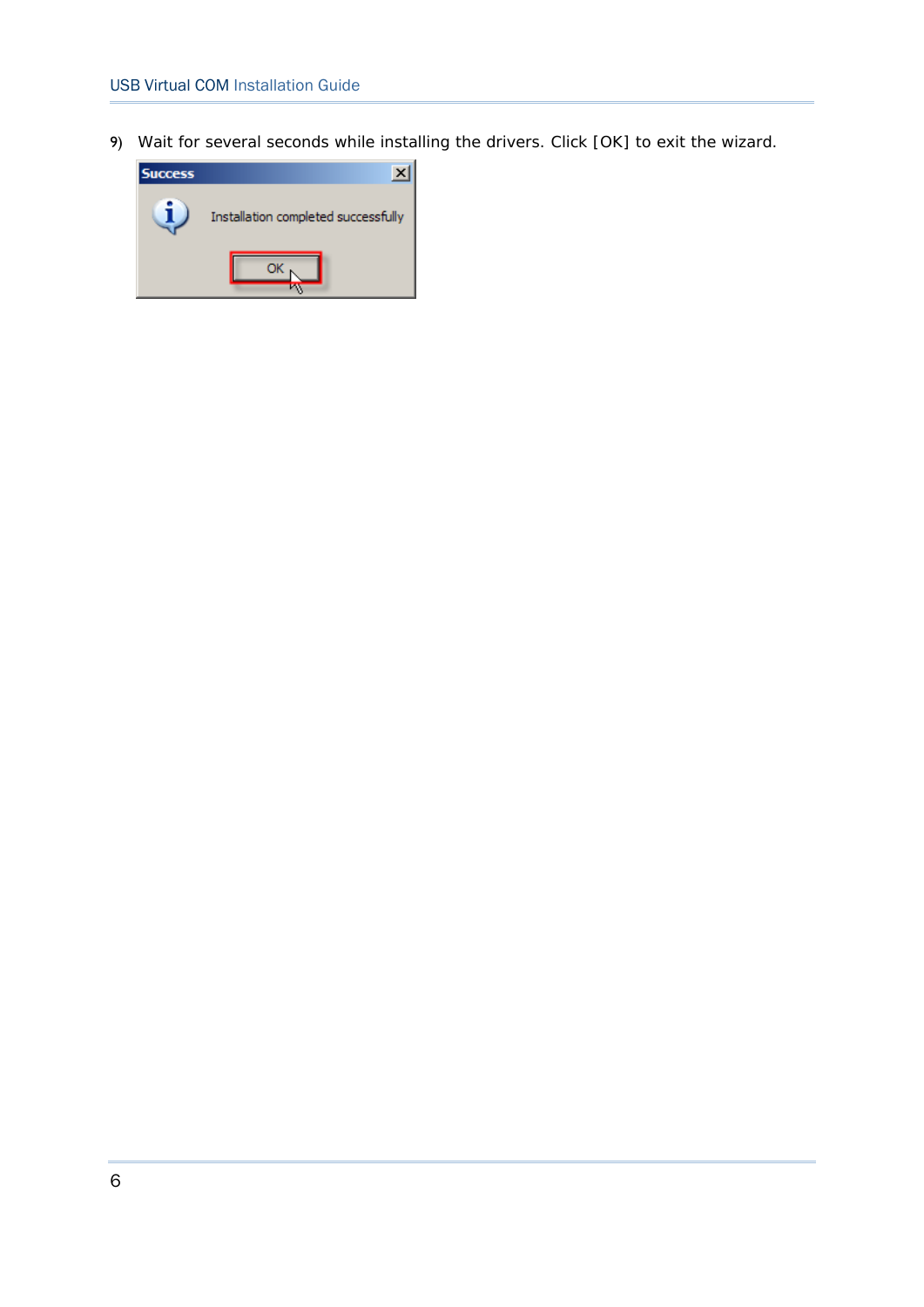9) Wait for several seconds while installing the drivers. Click [OK] to exit the wizard.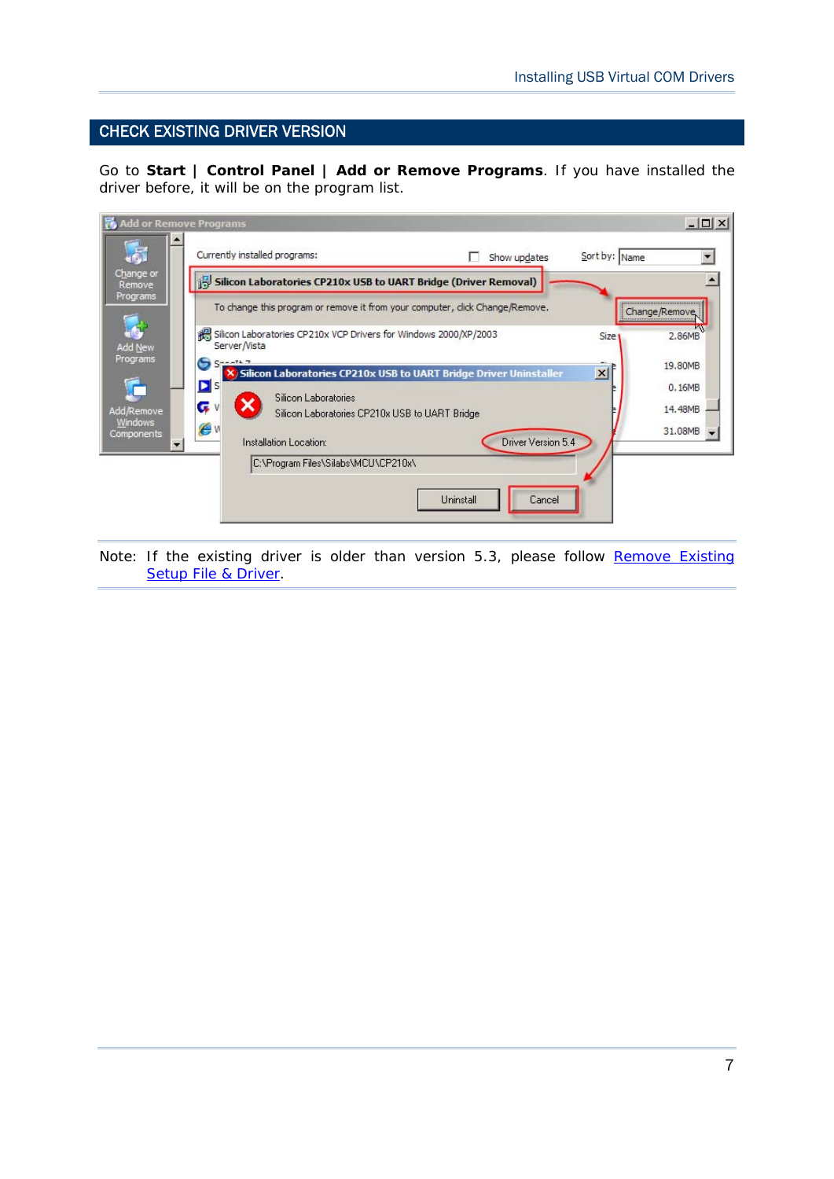## CHECK EXISTING DRIVER VERSION

Go to **Start | Control Panel | Add or Remove Programs**. If you have installed the driver before, it will be on the program list.

Note: If the existing driver is older than version 5.3, please follow Remove Existing Setup File & Driver.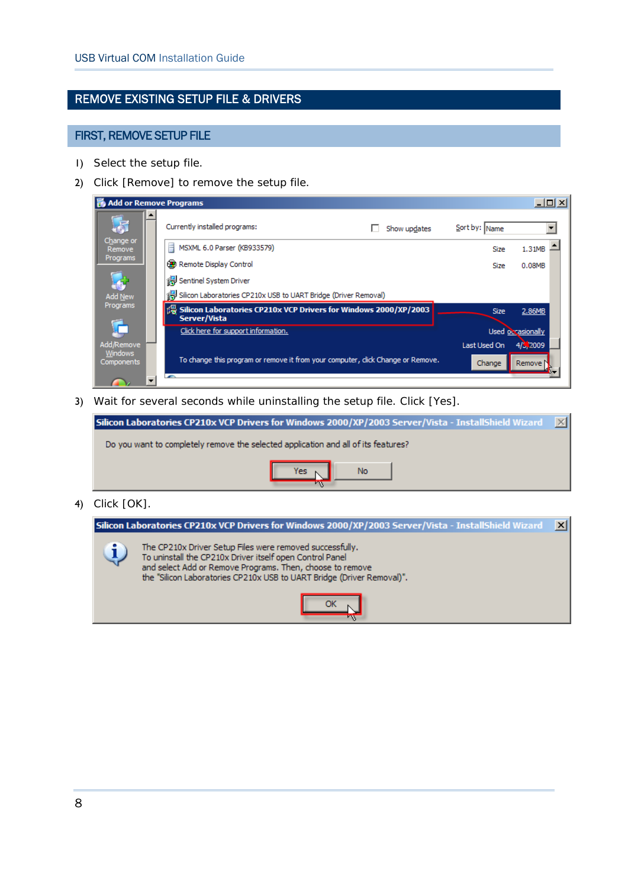## REMOVE EXISTING SETUP FILE & DRIVERS

### FIRST, REMOVE SETUP FILE

1) Select the setup file.
2) Click [Remove] to remove the setup file.
3) Wait for several seconds while uninstalling the setup file. Click [Yes].
4) Click [OK].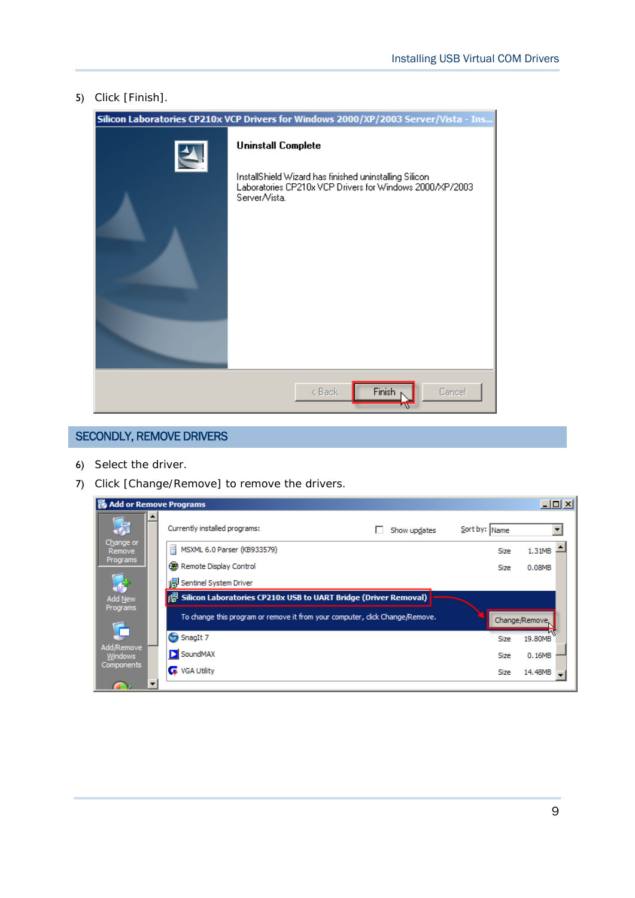5) Click [Finish].

## SECONDLY, REMOVE DRIVERS

6) Select the driver.
7) Click [Change/Remove] to remove the drivers.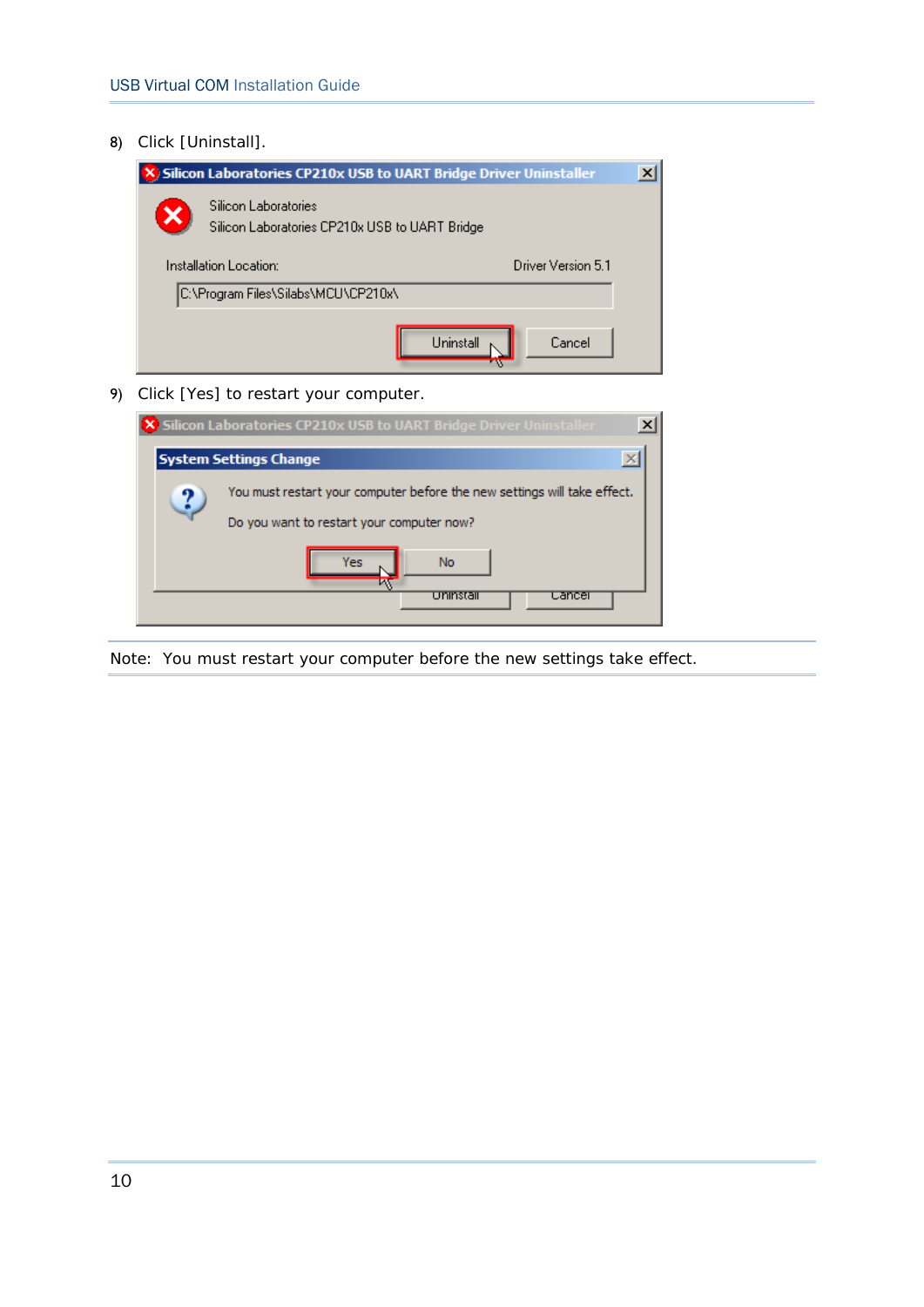8) Click [Uninstall].

9) Click [Yes] to restart your computer.

Note: You must restart your computer before the new settings take effect.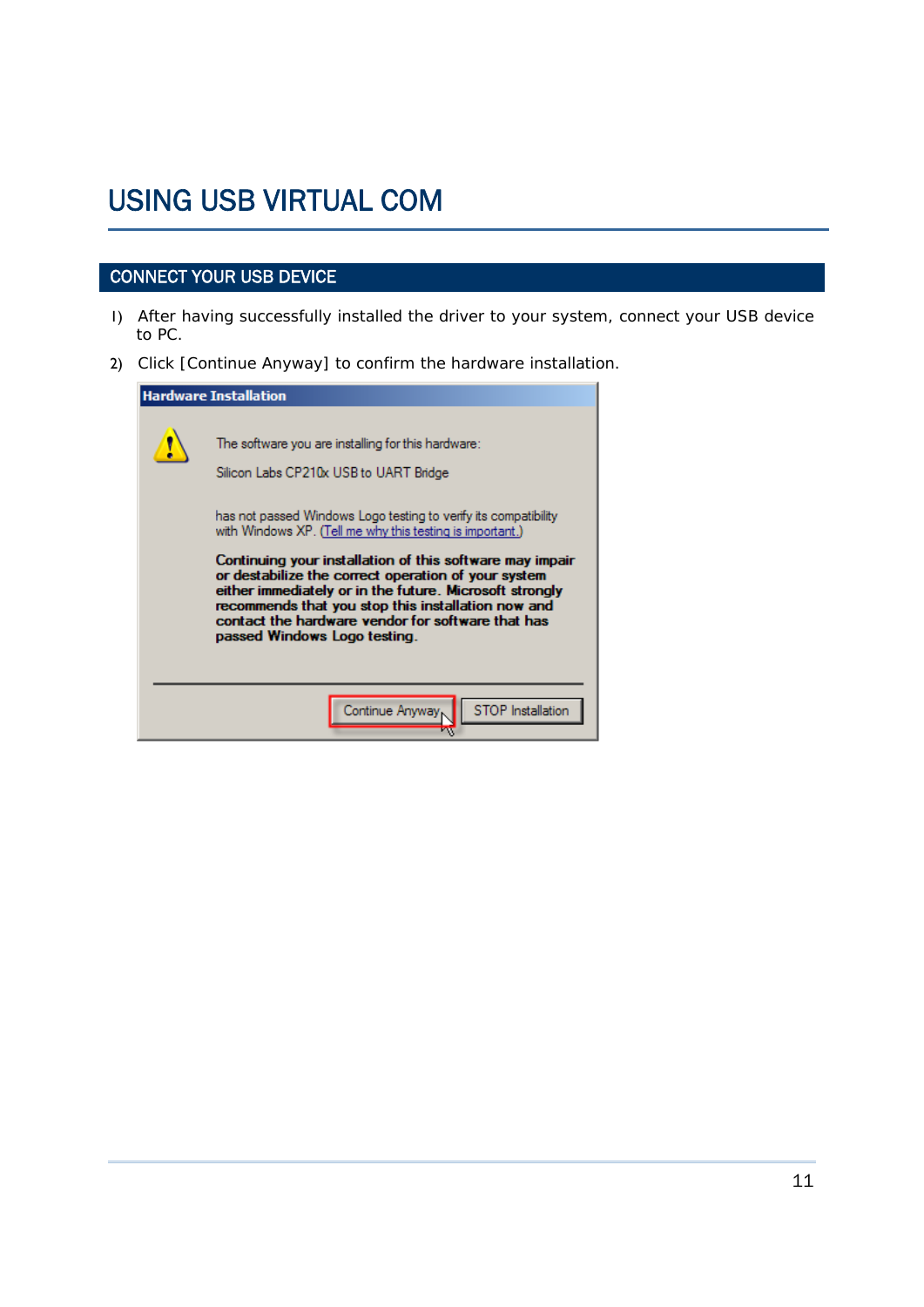# USING USB VIRTUAL COM

## CONNECT YOUR USB DEVICE

1) After having successfully installed the driver to your system, connect your USB device to PC.
2) Click [Continue Anyway] to confirm the hardware installation.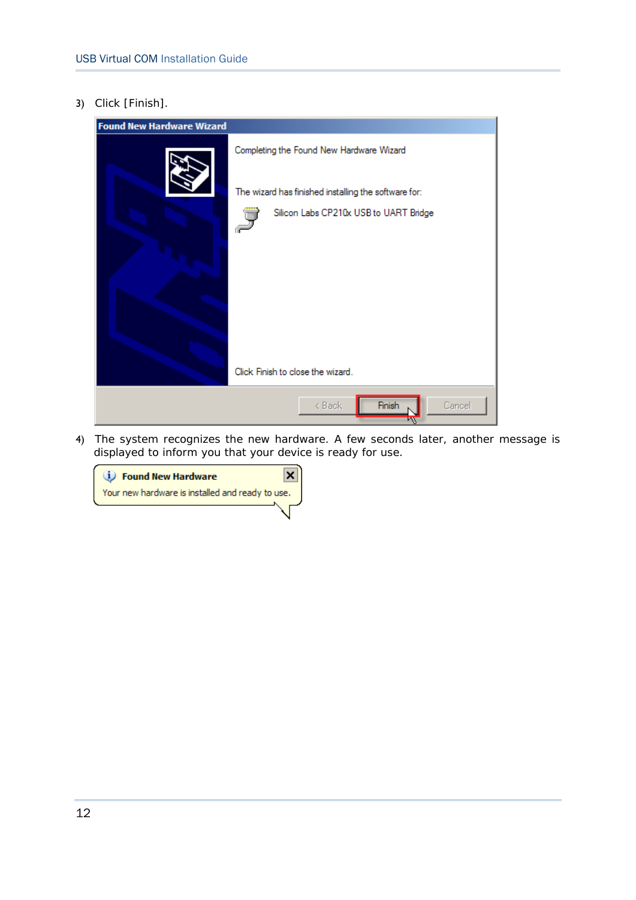3) Click [Finish].

4) The system recognizes the new hardware. A few seconds later, another message is displayed to inform you that your device is ready for use.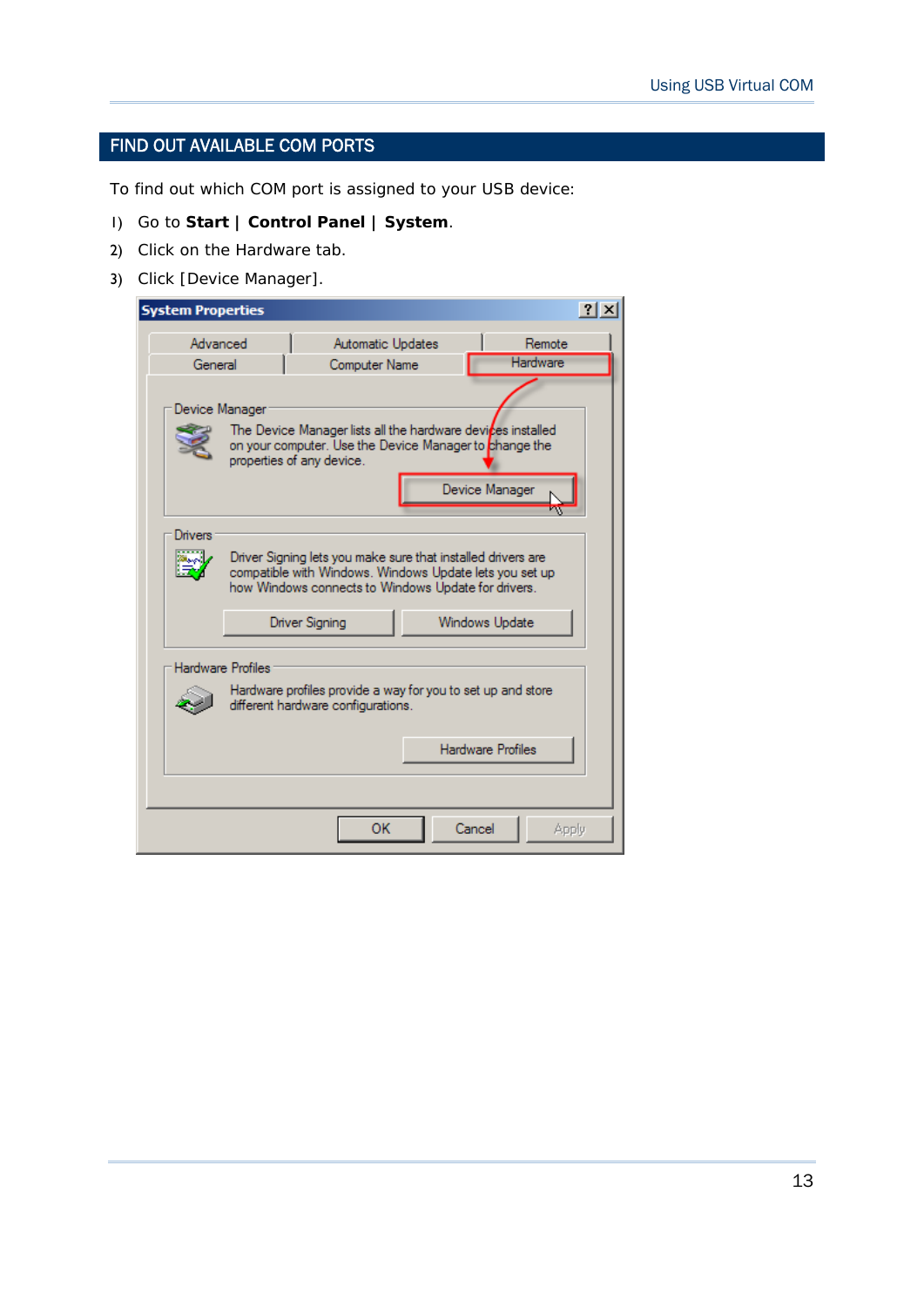## FIND OUT AVAILABLE COM PORTS

To find out which COM port is assigned to your USB device:

1) Go to **Start | Control Panel | System**.
2) Click on the Hardware tab.
3) Click [Device Manager].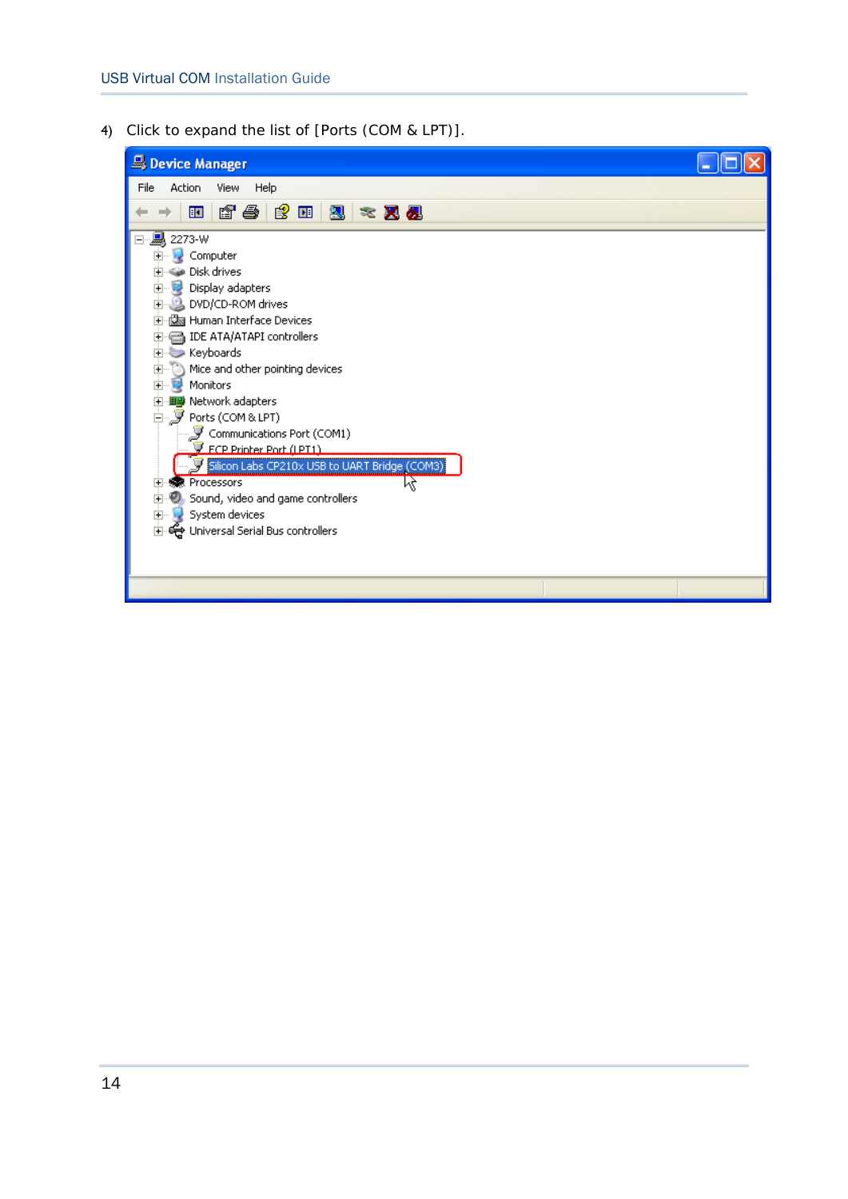4) Click to expand the list of [Ports (COM & LPT)].